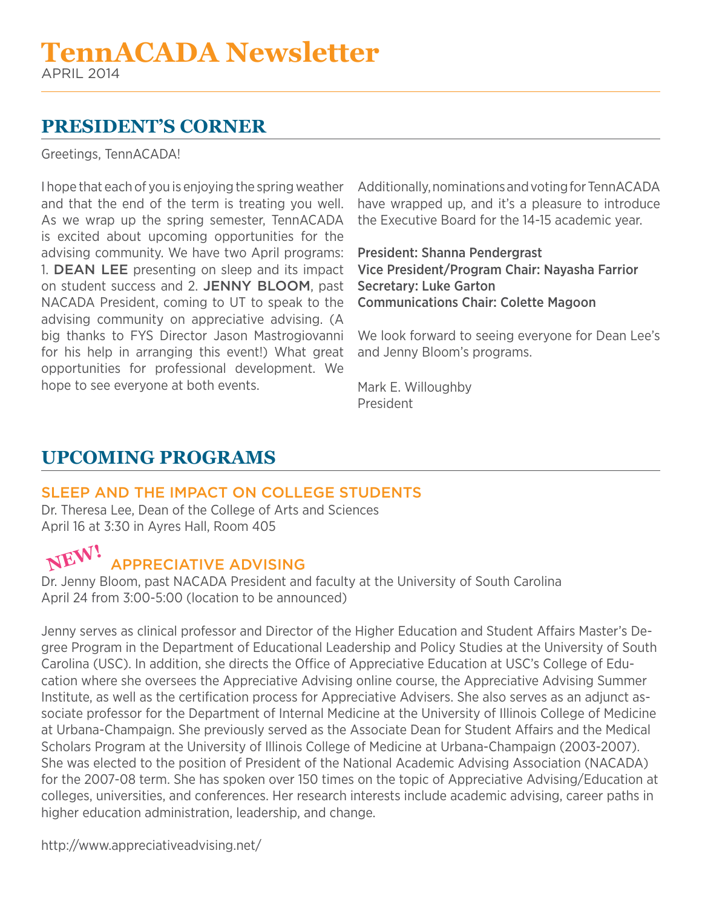# TennACADA Newsletter

APRIL 2014

## PRESIDENT'S CORNER

Greetings, TennACADA!

I hope that each of you is enjoying the spring weather and that the end of the term is treating you well. As we wrap up the spring semester, TennACADA is excited about upcoming opportunities for the advising community. We have two April programs: 1. DEAN LEE presenting on sleep and its impact on student success and 2. JENNY BLOOM, past NACADA President, coming to UT to speak to the advising community on appreciative advising. (A big thanks to FYS Director Jason Mastrogiovanni for his help in arranging this event!) What great opportunities for professional development. We hope to see everyone at both events.

Additionally, nominations and voting for TennACADA have wrapped up, and it's a pleasure to introduce the Executive Board for the 14-15 academic year.

**President: Shanna Pendergrast**
**Vice President/Program Chair: Nayasha Farrior**
**Secretary: Luke Garton**
**Communications Chair: Colette Magoon**

We look forward to seeing everyone for Dean Lee's and Jenny Bloom's programs.

Mark E. Willoughby
President

## UPCOMING PROGRAMS

### SLEEP AND THE IMPACT ON COLLEGE STUDENTS

Dr. Theresa Lee, Dean of the College of Arts and Sciences
April 16 at 3:30 in Ayres Hall, Room 405

### NEW! APPRECIATIVE ADVISING

Dr. Jenny Bloom, past NACADA President and faculty at the University of South Carolina
April 24 from 3:00-5:00 (location to be announced)

Jenny serves as clinical professor and Director of the Higher Education and Student Affairs Master's Degree Program in the Department of Educational Leadership and Policy Studies at the University of South Carolina (USC). In addition, she directs the Office of Appreciative Education at USC's College of Education where she oversees the Appreciative Advising online course, the Appreciative Advising Summer Institute, as well as the certification process for Appreciative Advisers. She also serves as an adjunct associate professor for the Department of Internal Medicine at the University of Illinois College of Medicine at Urbana-Champaign. She previously served as the Associate Dean for Student Affairs and the Medical Scholars Program at the University of Illinois College of Medicine at Urbana-Champaign (2003-2007). She was elected to the position of President of the National Academic Advising Association (NACADA) for the 2007-08 term. She has spoken over 150 times on the topic of Appreciative Advising/Education at colleges, universities, and conferences. Her research interests include academic advising, career paths in higher education administration, leadership, and change.

http://www.appreciativeadvising.net/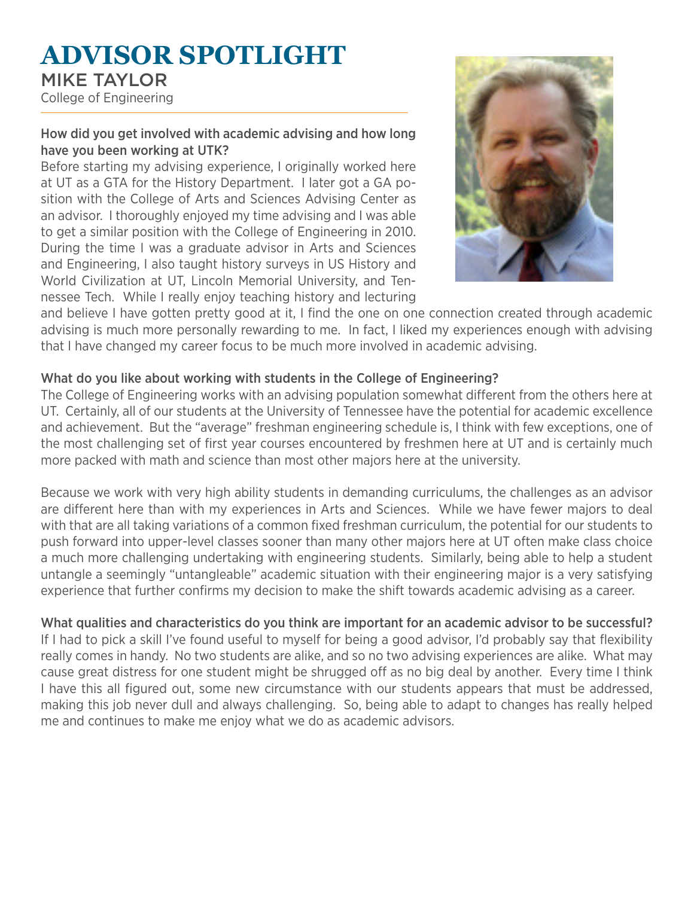# ADVISOR SPOTLIGHT

## MIKE TAYLOR

College of Engineering

**How did you get involved with academic advising and how long have you been working at UTK?**

Before starting my advising experience, I originally worked here at UT as a GTA for the History Department. I later got a GA position with the College of Arts and Sciences Advising Center as an advisor. I thoroughly enjoyed my time advising and I was able to get a similar position with the College of Engineering in 2010. During the time I was a graduate advisor in Arts and Sciences and Engineering, I also taught history surveys in US History and World Civilization at UT, Lincoln Memorial University, and Tennessee Tech. While I really enjoy teaching history and lecturing and believe I have gotten pretty good at it, I find the one on one connection created through academic advising is much more personally rewarding to me. In fact, I liked my experiences enough with advising that I have changed my career focus to be much more involved in academic advising.

**What do you like about working with students in the College of Engineering?**

The College of Engineering works with an advising population somewhat different from the others here at UT. Certainly, all of our students at the University of Tennessee have the potential for academic excellence and achievement. But the "average" freshman engineering schedule is, I think with few exceptions, one of the most challenging set of first year courses encountered by freshmen here at UT and is certainly much more packed with math and science than most other majors here at the university.

Because we work with very high ability students in demanding curriculums, the challenges as an advisor are different here than with my experiences in Arts and Sciences. While we have fewer majors to deal with that are all taking variations of a common fixed freshman curriculum, the potential for our students to push forward into upper-level classes sooner than many other majors here at UT often make class choice a much more challenging undertaking with engineering students. Similarly, being able to help a student untangle a seemingly "untangleable" academic situation with their engineering major is a very satisfying experience that further confirms my decision to make the shift towards academic advising as a career.

**What qualities and characteristics do you think are important for an academic advisor to be successful?**

If I had to pick a skill I've found useful to myself for being a good advisor, I'd probably say that flexibility really comes in handy. No two students are alike, and so no two advising experiences are alike. What may cause great distress for one student might be shrugged off as no big deal by another. Every time I think I have this all figured out, some new circumstance with our students appears that must be addressed, making this job never dull and always challenging. So, being able to adapt to changes has really helped me and continues to make me enjoy what we do as academic advisors.